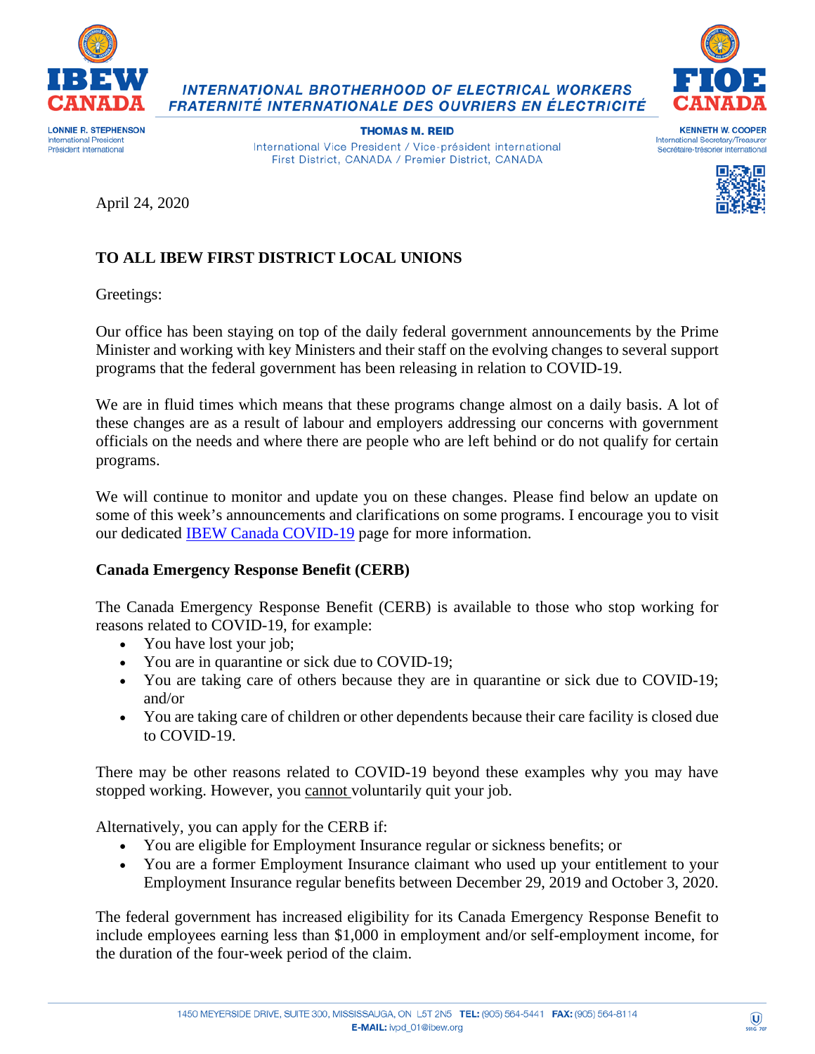**INTERNATIONAL BROTHERHOOD OF ELECTRICAL WORKERS**
**FRATERNITÉ INTERNATIONALE DES OUVRIERS EN ÉLECTRICITÉ**

**LONNIE R. STEPHENSON**
International President
Président international

**THOMAS M. REID**
International Vice President / Vice-président international
First District, CANADA / Premier District, CANADA

**KENNETH W. COOPER**
International Secretary/Treasurer
Secrétaire-trésorier international

April 24, 2020

**TO ALL IBEW FIRST DISTRICT LOCAL UNIONS**

Greetings:

Our office has been staying on top of the daily federal government announcements by the Prime Minister and working with key Ministers and their staff on the evolving changes to several support programs that the federal government has been releasing in relation to COVID-19.

We are in fluid times which means that these programs change almost on a daily basis. A lot of these changes are as a result of labour and employers addressing our concerns with government officials on the needs and where there are people who are left behind or do not qualify for certain programs.

We will continue to monitor and update you on these changes. Please find below an update on some of this week's announcements and clarifications on some programs. I encourage you to visit our dedicated IBEW Canada COVID-19 page for more information.

**Canada Emergency Response Benefit (CERB)**

The Canada Emergency Response Benefit (CERB) is available to those who stop working for reasons related to COVID-19, for example:

- You have lost your job;
- You are in quarantine or sick due to COVID-19;
- You are taking care of others because they are in quarantine or sick due to COVID-19; and/or
- You are taking care of children or other dependents because their care facility is closed due to COVID-19.

There may be other reasons related to COVID-19 beyond these examples why you may have stopped working. However, you cannot voluntarily quit your job.

Alternatively, you can apply for the CERB if:

- You are eligible for Employment Insurance regular or sickness benefits; or
- You are a former Employment Insurance claimant who used up your entitlement to your Employment Insurance regular benefits between December 29, 2019 and October 3, 2020.

The federal government has increased eligibility for its Canada Emergency Response Benefit to include employees earning less than $1,000 in employment and/or self-employment income, for the duration of the four-week period of the claim.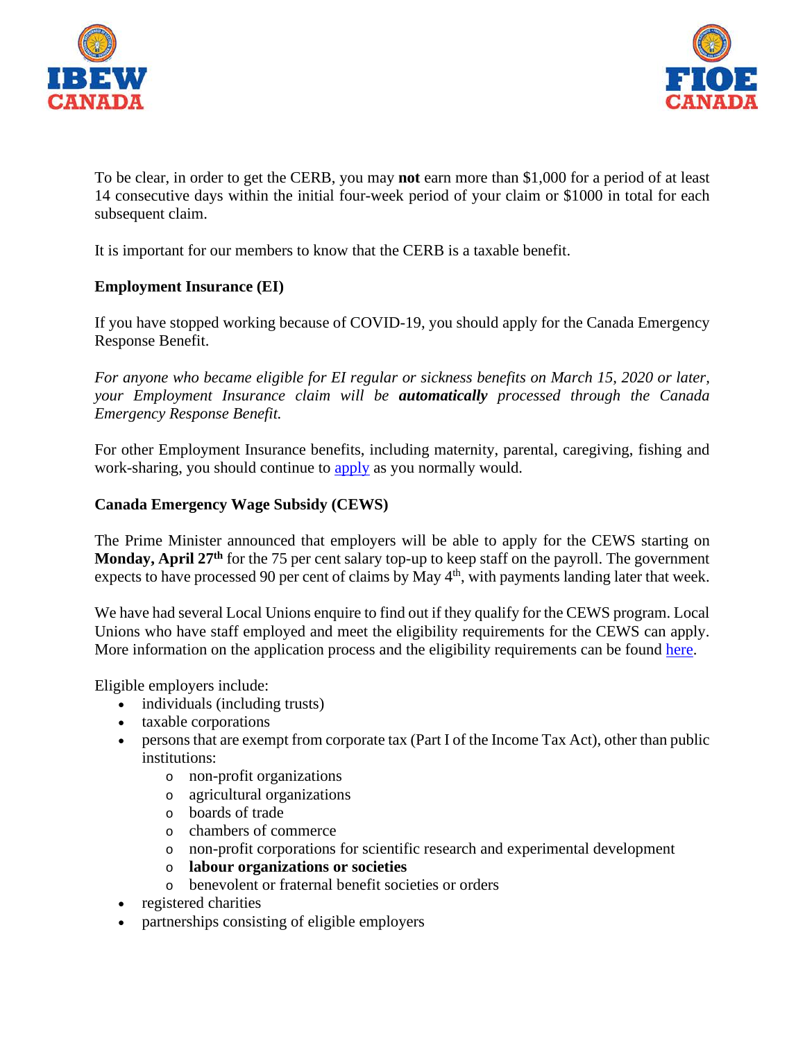To be clear, in order to get the CERB, you may **not** earn more than $1,000 for a period of at least 14 consecutive days within the initial four-week period of your claim or $1000 in total for each subsequent claim.

It is important for our members to know that the CERB is a taxable benefit.

**Employment Insurance (EI)**

If you have stopped working because of COVID-19, you should apply for the Canada Emergency Response Benefit.

*For anyone who became eligible for EI regular or sickness benefits on March 15, 2020 or later, your Employment Insurance claim will be* ***automatically*** *processed through the Canada Emergency Response Benefit.*

For other Employment Insurance benefits, including maternity, parental, caregiving, fishing and work-sharing, you should continue to apply as you normally would.

**Canada Emergency Wage Subsidy (CEWS)**

The Prime Minister announced that employers will be able to apply for the CEWS starting on **Monday, April 27th** for the 75 per cent salary top-up to keep staff on the payroll. The government expects to have processed 90 per cent of claims by May 4th, with payments landing later that week.

We have had several Local Unions enquire to find out if they qualify for the CEWS program. Local Unions who have staff employed and meet the eligibility requirements for the CEWS can apply. More information on the application process and the eligibility requirements can be found here.

Eligible employers include:

- individuals (including trusts)
- taxable corporations
- persons that are exempt from corporate tax (Part I of the Income Tax Act), other than public institutions:
  - non-profit organizations
  - agricultural organizations
  - boards of trade
  - chambers of commerce
  - non-profit corporations for scientific research and experimental development
  - **labour organizations or societies**
  - benevolent or fraternal benefit societies or orders
- registered charities
- partnerships consisting of eligible employers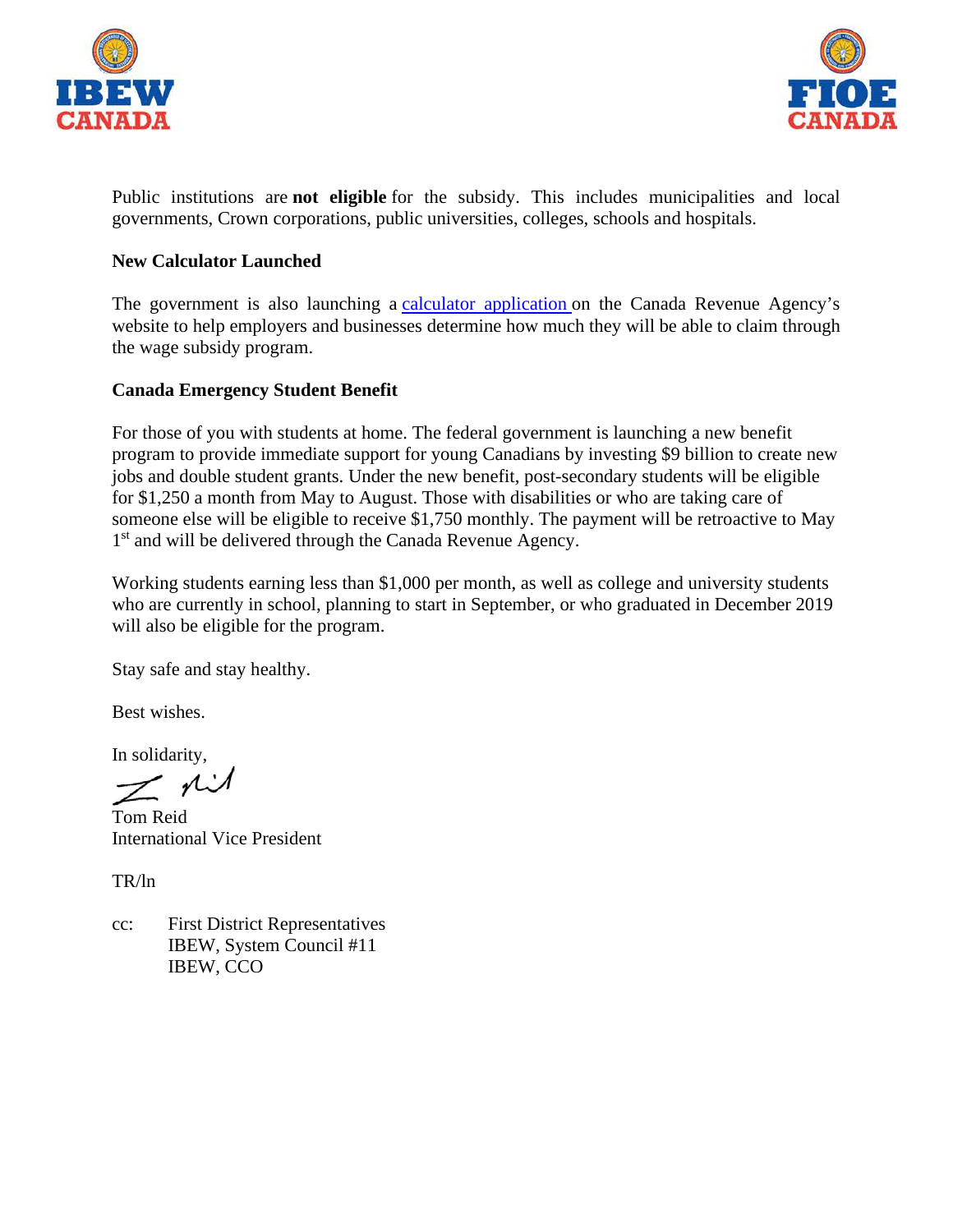Public institutions are **not eligible** for the subsidy. This includes municipalities and local governments, Crown corporations, public universities, colleges, schools and hospitals.

**New Calculator Launched**

The government is also launching a calculator application on the Canada Revenue Agency's website to help employers and businesses determine how much they will be able to claim through the wage subsidy program.

**Canada Emergency Student Benefit**

For those of you with students at home. The federal government is launching a new benefit program to provide immediate support for young Canadians by investing $9 billion to create new jobs and double student grants. Under the new benefit, post-secondary students will be eligible for $1,250 a month from May to August. Those with disabilities or who are taking care of someone else will be eligible to receive $1,750 monthly. The payment will be retroactive to May 1st and will be delivered through the Canada Revenue Agency.

Working students earning less than $1,000 per month, as well as college and university students who are currently in school, planning to start in September, or who graduated in December 2019 will also be eligible for the program.

Stay safe and stay healthy.

Best wishes.

In solidarity,

Tom Reid
International Vice President

TR/ln

cc: First District Representatives
IBEW, System Council #11
IBEW, CCO